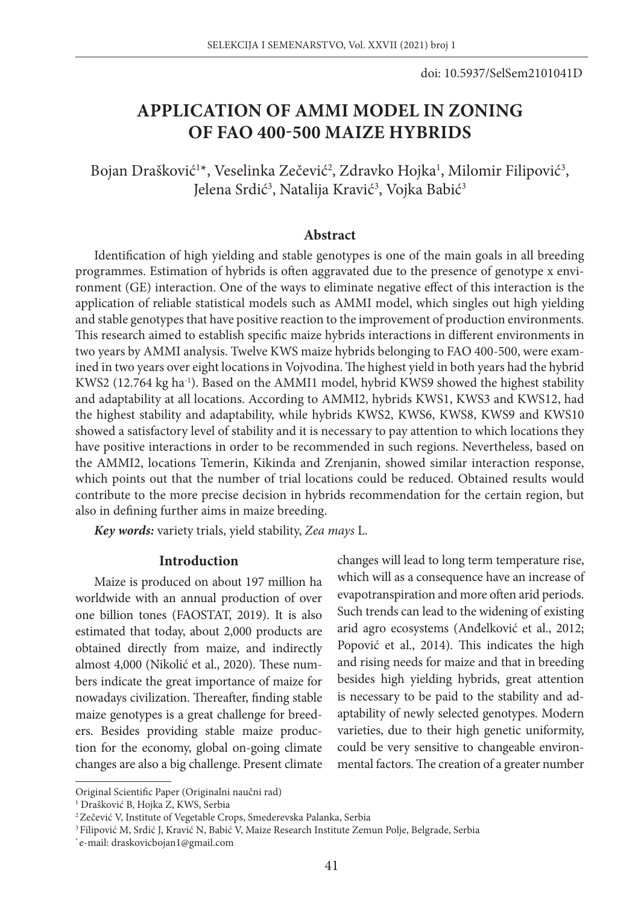doi: 10.5937/SelSem2101041D

# APPLICATION OF AMMI MODEL IN ZONING OF FAO 400-500 MAIZE HYBRIDS

Bojan Drašković[1]*, Veselinka Zečević[2], Zdravko Hojka[1], Milomir Filipović[3], Jelena Srdić[3], Natalija Kravić[3], Vojka Babić[3]

## Abstract

Identification of high yielding and stable genotypes is one of the main goals in all breeding programmes. Estimation of hybrids is often aggravated due to the presence of genotype x environment (GE) interaction. One of the ways to eliminate negative effect of this interaction is the application of reliable statistical models such as AMMI model, which singles out high yielding and stable genotypes that have positive reaction to the improvement of production environments. This research aimed to establish specific maize hybrids interactions in different environments in two years by AMMI analysis. Twelve KWS maize hybrids belonging to FAO 400-500, were examined in two years over eight locations in Vojvodina. The highest yield in both years had the hybrid KWS2 (12.764 kg ha$^{-1}$). Based on the AMMI1 model, hybrid KWS9 showed the highest stability and adaptability at all locations. According to AMMI2, hybrids KWS1, KWS3 and KWS12, had the highest stability and adaptability, while hybrids KWS2, KWS6, KWS8, KWS9 and KWS10 showed a satisfactory level of stability and it is necessary to pay attention to which locations they have positive interactions in order to be recommended in such regions. Nevertheless, based on the AMMI2, locations Temerin, Kikinda and Zrenjanin, showed similar interaction response, which points out that the number of trial locations could be reduced. Obtained results would contribute to the more precise decision in hybrids recommendation for the certain region, but also in defining further aims in maize breeding.

***Key words:*** variety trials, yield stability, *Zea mays* L.

## Introduction

Maize is produced on about 197 million ha worldwide with an annual production of over one billion tones (FAOSTAT, 2019). It is also estimated that today, about 2,000 products are obtained directly from maize, and indirectly almost 4,000 (Nikolić et al., 2020). These numbers indicate the great importance of maize for nowadays civilization. Thereafter, finding stable maize genotypes is a great challenge for breeders. Besides providing stable maize production for the economy, global on-going climate changes are also a big challenge. Present climate changes will lead to long term temperature rise, which will as a consequence have an increase of evapotranspiration and more often arid periods. Such trends can lead to the widening of existing arid agro ecosystems (Anđelković et al., 2012; Popović et al., 2014). This indicates the high and rising needs for maize and that in breeding besides high yielding hybrids, great attention is necessary to be paid to the stability and adaptability of newly selected genotypes. Modern varieties, due to their high genetic uniformity, could be very sensitive to changeable environmental factors. The creation of a greater number

---

Original Scientific Paper (Originalni naučni rad)

[1] Drašković B, Hojka Z, KWS, Serbia

[2] Zečević V, Institute of Vegetable Crops, Smederevska Palanka, Serbia

[3] Filipović M, Srdić J, Kravić N, Babić V, Maize Research Institute Zemun Polje, Belgrade, Serbia

* e-mail: draskovicbojan1@gmail.com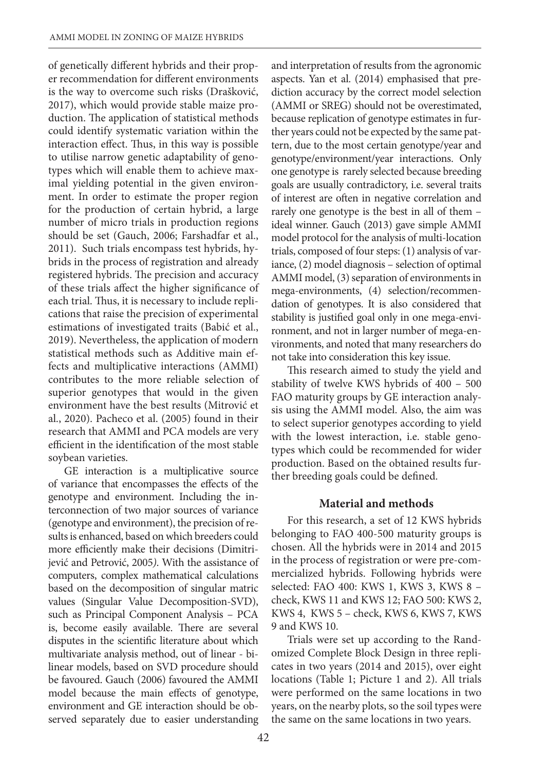of genetically different hybrids and their proper recommendation for different environments is the way to overcome such risks (Drašković, 2017), which would provide stable maize production. The application of statistical methods could identify systematic variation within the interaction effect. Thus, in this way is possible to utilise narrow genetic adaptability of genotypes which will enable them to achieve maximal yielding potential in the given environment. In order to estimate the proper region for the production of certain hybrid, a large number of micro trials in production regions should be set (Gauch, 2006; Farshadfar et al., 2011). Such trials encompass test hybrids, hybrids in the process of registration and already registered hybrids. The precision and accuracy of these trials affect the higher significance of each trial. Thus, it is necessary to include replications that raise the precision of experimental estimations of investigated traits (Babić et al., 2019). Nevertheless, the application of modern statistical methods such as Additive main effects and multiplicative interactions (AMMI) contributes to the more reliable selection of superior genotypes that would in the given environment have the best results (Mitrović et al., 2020). Pacheco et al. (2005) found in their research that AMMI and PCA models are very efficient in the identification of the most stable soybean varieties.

GE interaction is a multiplicative source of variance that encompasses the effects of the genotype and environment. Including the interconnection of two major sources of variance (genotype and environment), the precision of results is enhanced, based on which breeders could more efficiently make their decisions (Dimitrijević and Petrović, 2005). With the assistance of computers, complex mathematical calculations based on the decomposition of singular matric values (Singular Value Decomposition-SVD), such as Principal Component Analysis – PCA is, become easily available. There are several disputes in the scientific literature about which multivariate analysis method, out of linear - bilinear models, based on SVD procedure should be favoured. Gauch (2006) favoured the AMMI model because the main effects of genotype, environment and GE interaction should be observed separately due to easier understanding and interpretation of results from the agronomic aspects. Yan et al. (2014) emphasised that prediction accuracy by the correct model selection (AMMI or SREG) should not be overestimated, because replication of genotype estimates in further years could not be expected by the same pattern, due to the most certain genotype/year and genotype/environment/year interactions. Only one genotype is rarely selected because breeding goals are usually contradictory, i.e. several traits of interest are often in negative correlation and rarely one genotype is the best in all of them – ideal winner. Gauch (2013) gave simple AMMI model protocol for the analysis of multi-location trials, composed of four steps: (1) analysis of variance, (2) model diagnosis – selection of optimal AMMI model, (3) separation of environments in mega-environments, (4) selection/recommendation of genotypes. It is also considered that stability is justified goal only in one mega-environment, and not in larger number of mega-environments, and noted that many researchers do not take into consideration this key issue.

This research aimed to study the yield and stability of twelve KWS hybrids of 400 – 500 FAO maturity groups by GE interaction analysis using the AMMI model. Also, the aim was to select superior genotypes according to yield with the lowest interaction, i.e. stable genotypes which could be recommended for wider production. Based on the obtained results further breeding goals could be defined.

## Material and methods

For this research, a set of 12 KWS hybrids belonging to FAO 400-500 maturity groups is chosen. All the hybrids were in 2014 and 2015 in the process of registration or were pre-commercialized hybrids. Following hybrids were selected: FAO 400: KWS 1, KWS 3, KWS 8 – check, KWS 11 and KWS 12; FAO 500: KWS 2, KWS 4, KWS 5 – check, KWS 6, KWS 7, KWS 9 and KWS 10.

Trials were set up according to the Randomized Complete Block Design in three replicates in two years (2014 and 2015), over eight locations (Table 1; Picture 1 and 2). All trials were performed on the same locations in two years, on the nearby plots, so the soil types were the same on the same locations in two years.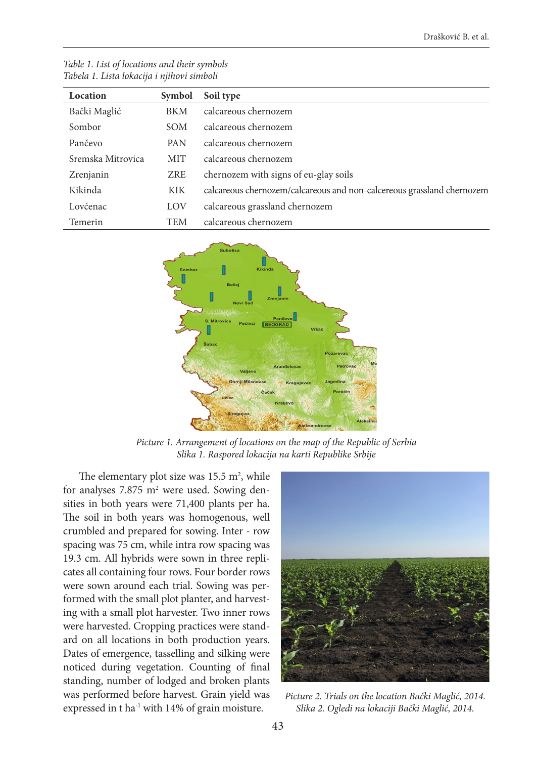*Table 1. List of locations and their symbols*
*Tabela 1. Lista lokacija i njihovi simboli*

| Location | Symbol | Soil type |
|---|---|---|
| Bački Maglić | BKM | calcareous chernozem |
| Sombor | SOM | calcareous chernozem |
| Pančevo | PAN | calcareous chernozem |
| Sremska Mitrovica | MIT | calcareous chernozem |
| Zrenjanin | ZRE | chernozem with signs of eu-glay soils |
| Kikinda | KIK | calcareous chernozem/calcareous and non-calcereous grassland chernozem |
| Lovćenac | LOV | calcareous grassland chernozem |
| Temerin | TEM | calcareous chernozem |

*Picture 1. Arrangement of locations on the map of the Republic of Serbia*
*Slika 1. Raspored lokacija na karti Republike Srbije*

The elementary plot size was 15.5 m$^2$, while for analyses 7.875 m$^2$ were used. Sowing densities in both years were 71,400 plants per ha. The soil in both years was homogenous, well crumbled and prepared for sowing. Inter - row spacing was 75 cm, while intra row spacing was 19.3 cm. All hybrids were sown in three replicates all containing four rows. Four border rows were sown around each trial. Sowing was performed with the small plot planter, and harvesting with a small plot harvester. Two inner rows were harvested. Cropping practices were standard on all locations in both production years. Dates of emergence, tasselling and silking were noticed during vegetation. Counting of final standing, number of lodged and broken plants was performed before harvest. Grain yield was expressed in t ha$^{-1}$ with 14% of grain moisture.

*Picture 2. Trials on the location Bački Maglić, 2014.*
*Slika 2. Ogledi na lokaciji Bački Maglić, 2014.*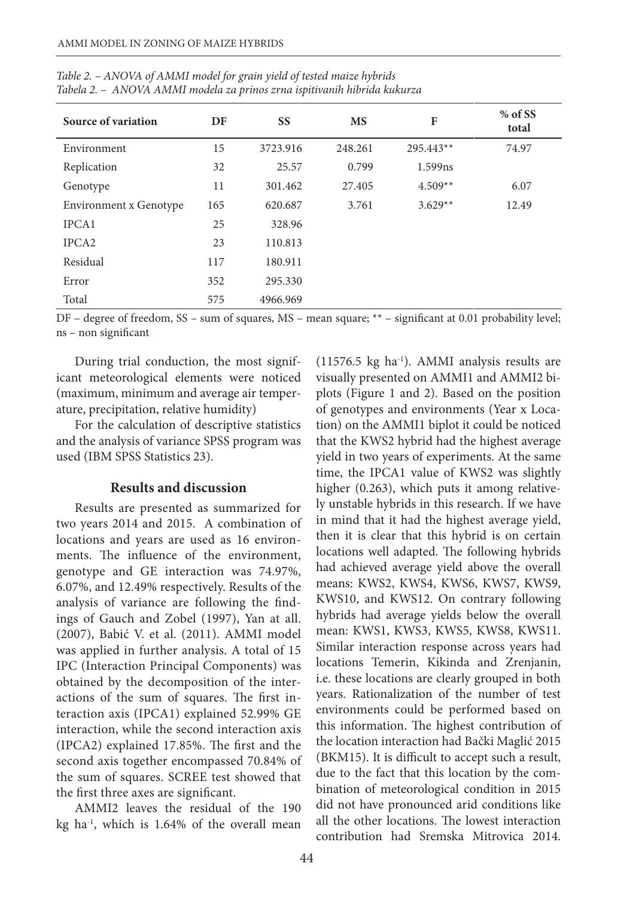*Table 2. – ANOVA of AMMI model for grain yield of tested maize hybrids*
*Tabela 2. – ANOVA AMMI modela za prinos zrna ispitivanih hibrida kukuruza*

| Source of variation | DF | SS | MS | F | % of SS total |
|---|---|---|---|---|---|
| Environment | 15 | 3723.916 | 248.261 | 295.443** | 74.97 |
| Replication | 32 | 25.57 | 0.799 | 1.599ns | |
| Genotype | 11 | 301.462 | 27.405 | 4.509** | 6.07 |
| Environment x Genotype | 165 | 620.687 | 3.761 | 3.629** | 12.49 |
| IPCA1 | 25 | 328.96 | | | |
| IPCA2 | 23 | 110.813 | | | |
| Residual | 117 | 180.911 | | | |
| Error | 352 | 295.330 | | | |
| Total | 575 | 4966.969 | | | |

DF – degree of freedom, SS – sum of squares, MS – mean square; ** – significant at 0.01 probability level; ns – non significant

During trial conduction, the most significant meteorological elements were noticed (maximum, minimum and average air temperature, precipitation, relative humidity)

For the calculation of descriptive statistics and the analysis of variance SPSS program was used (IBM SPSS Statistics 23).

## Results and discussion

Results are presented as summarized for two years 2014 and 2015. A combination of locations and years are used as 16 environments. The influence of the environment, genotype and GE interaction was 74.97%, 6.07%, and 12.49% respectively. Results of the analysis of variance are following the findings of Gauch and Zobel (1997), Yan at all. (2007), Babić V. et al. (2011). AMMI model was applied in further analysis. A total of 15 IPC (Interaction Principal Components) was obtained by the decomposition of the interactions of the sum of squares. The first interaction axis (IPCA1) explained 52.99% GE interaction, while the second interaction axis (IPCA2) explained 17.85%. The first and the second axis together encompassed 70.84% of the sum of squares. SCREE test showed that the first three axes are significant.

AMMI2 leaves the residual of the 190 kg ha$^{-1}$, which is 1.64% of the overall mean (11576.5 kg ha$^{-1}$). AMMI analysis results are visually presented on AMMI1 and AMMI2 biplots (Figure 1 and 2). Based on the position of genotypes and environments (Year x Location) on the AMMI1 biplot it could be noticed that the KWS2 hybrid had the highest average yield in two years of experiments. At the same time, the IPCA1 value of KWS2 was slightly higher (0.263), which puts it among relatively unstable hybrids in this research. If we have in mind that it had the highest average yield, then it is clear that this hybrid is on certain locations well adapted. The following hybrids had achieved average yield above the overall means: KWS2, KWS4, KWS6, KWS7, KWS9, KWS10, and KWS12. On contrary following hybrids had average yields below the overall mean: KWS1, KWS3, KWS5, KWS8, KWS11. Similar interaction response across years had locations Temerin, Kikinda and Zrenjanin, i.e. these locations are clearly grouped in both years. Rationalization of the number of test environments could be performed based on this information. The highest contribution of the location interaction had Bački Maglić 2015 (BKM15). It is difficult to accept such a result, due to the fact that this location by the combination of meteorological condition in 2015 did not have pronounced arid conditions like all the other locations. The lowest interaction contribution had Sremska Mitrovica 2014.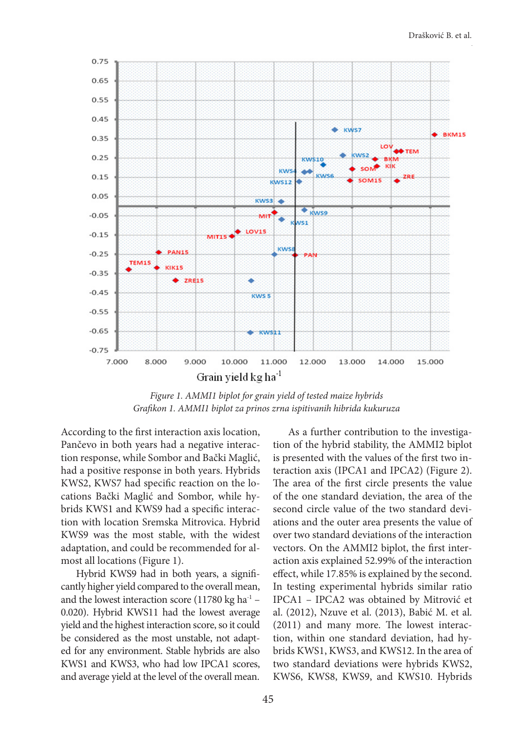*Figure 1. AMMI1 biplot for grain yield of tested maize hybrids*
*Grafikon 1. AMMI1 biplot za prinos zrna ispitivanih hibrida kukuruza*

According to the first interaction axis location, Pančevo in both years had a negative interaction response, while Sombor and Bački Maglić, had a positive response in both years. Hybrids KWS2, KWS7 had specific reaction on the locations Bački Maglić and Sombor, while hybrids KWS1 and KWS9 had a specific interaction with location Sremska Mitrovica. Hybrid KWS9 was the most stable, with the widest adaptation, and could be recommended for almost all locations (Figure 1).

Hybrid KWS9 had in both years, a significantly higher yield compared to the overall mean, and the lowest interaction score (11780 kg ha$^{-1}$ – 0.020). Hybrid KWS11 had the lowest average yield and the highest interaction score, so it could be considered as the most unstable, not adapted for any environment. Stable hybrids are also KWS1 and KWS3, who had low IPCA1 scores, and average yield at the level of the overall mean.

As a further contribution to the investigation of the hybrid stability, the AMMI2 biplot is presented with the values of the first two interaction axis (IPCA1 and IPCA2) (Figure 2). The area of the first circle presents the value of the one standard deviation, the area of the second circle value of the two standard deviations and the outer area presents the value of over two standard deviations of the interaction vectors. On the AMMI2 biplot, the first interaction axis explained 52.99% of the interaction effect, while 17.85% is explained by the second. In testing experimental hybrids similar ratio IPCA1 – IPCA2 was obtained by Mitrović et al. (2012), Nzuve et al. (2013), Babić M. et al. (2011) and many more. The lowest interaction, within one standard deviation, had hybrids KWS1, KWS3, and KWS12. In the area of two standard deviations were hybrids KWS2, KWS6, KWS8, KWS9, and KWS10. Hybrids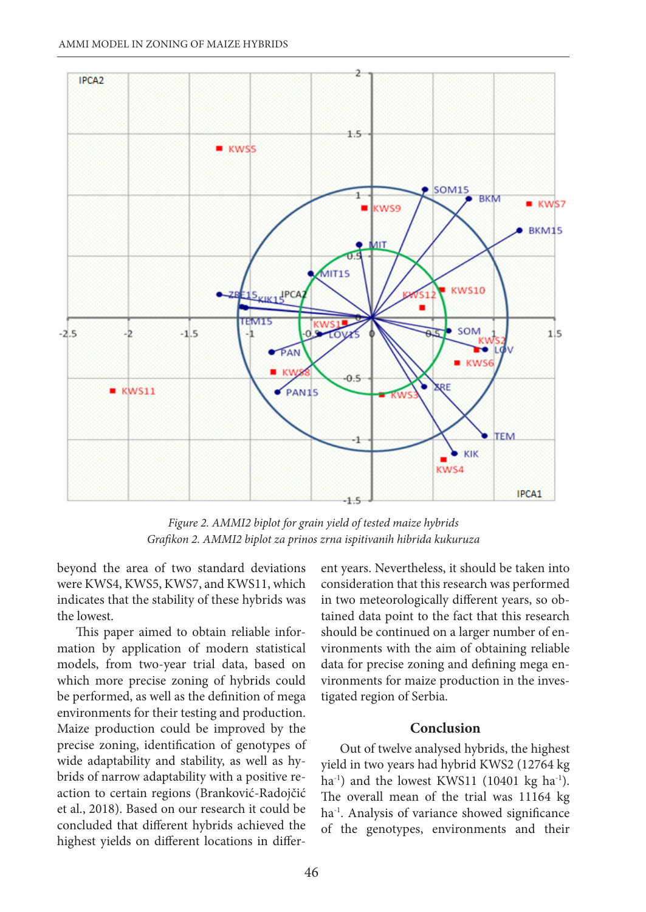IPCA2

2

1.5

1

0.5

-0.5

-1

-1.5

-2.5

-2

-1.5

-1

-0.5

0

0.5

1

1.5

IPCA1

KWS5

SOM15

BKM

KWS7

KWS9

BKM15

MIT

MIT15

KWS12

KWS10

ZRE15

KIK15

IPCA2

TEM15

KWS1

LOV15

SOM

KWS2

LOV

PAN

KWS6

KWS8

KWS11

PAN15

KWS3

ZRE

TEM

KIK

KWS4

*Figure 2. AMMI2 biplot for grain yield of tested maize hybrids*

*Grafikon 2. AMMI2 biplot za prinos zrna ispitivanih hibrida kukuruza*

beyond the area of two standard deviations were KWS4, KWS5, KWS7, and KWS11, which indicates that the stability of these hybrids was the lowest.

This paper aimed to obtain reliable information by application of modern statistical models, from two-year trial data, based on which more precise zoning of hybrids could be performed, as well as the definition of mega environments for their testing and production. Maize production could be improved by the precise zoning, identification of genotypes of wide adaptability and stability, as well as hybrids of narrow adaptability with a positive reaction to certain regions (Branković-Radojčić et al., 2018). Based on our research it could be concluded that different hybrids achieved the highest yields on different locations in different years. Nevertheless, it should be taken into consideration that this research was performed in two meteorologically different years, so obtained data point to the fact that this research should be continued on a larger number of environments with the aim of obtaining reliable data for precise zoning and defining mega environments for maize production in the investigated region of Serbia.

## Conclusion

Out of twelve analysed hybrids, the highest yield in two years had hybrid KWS2 (12764 kg ha$^{-1}$) and the lowest KWS11 (10401 kg ha$^{-1}$). The overall mean of the trial was 11164 kg ha$^{-1}$. Analysis of variance showed significance of the genotypes, environments and their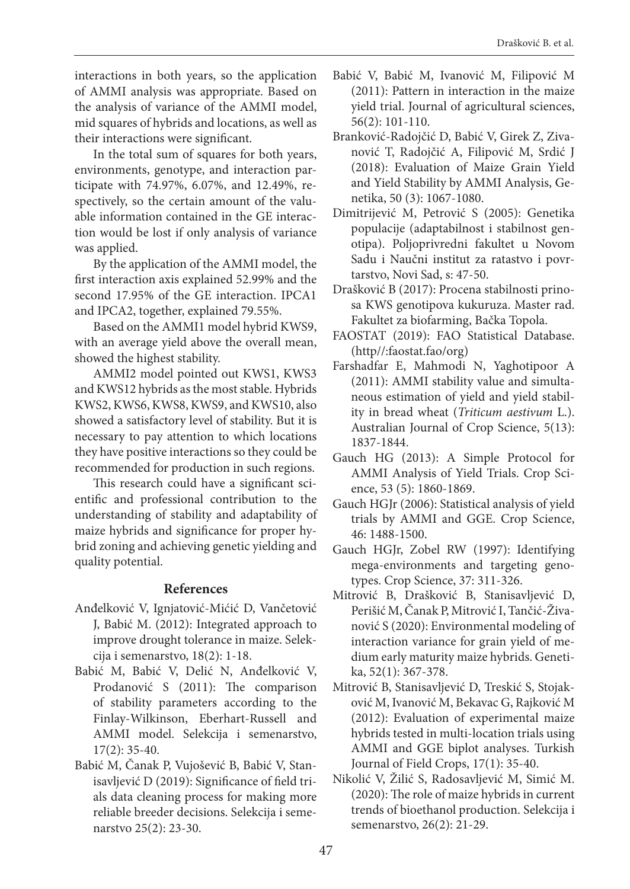interactions in both years, so the application of AMMI analysis was appropriate. Based on the analysis of variance of the AMMI model, mid squares of hybrids and locations, as well as their interactions were significant.

In the total sum of squares for both years, environments, genotype, and interaction participate with 74.97%, 6.07%, and 12.49%, respectively, so the certain amount of the valuable information contained in the GE interaction would be lost if only analysis of variance was applied.

By the application of the AMMI model, the first interaction axis explained 52.99% and the second 17.95% of the GE interaction. IPCA1 and IPCA2, together, explained 79.55%.

Based on the AMMI1 model hybrid KWS9, with an average yield above the overall mean, showed the highest stability.

AMMI2 model pointed out KWS1, KWS3 and KWS12 hybrids as the most stable. Hybrids KWS2, KWS6, KWS8, KWS9, and KWS10, also showed a satisfactory level of stability. But it is necessary to pay attention to which locations they have positive interactions so they could be recommended for production in such regions.

This research could have a significant scientific and professional contribution to the understanding of stability and adaptability of maize hybrids and significance for proper hybrid zoning and achieving genetic yielding and quality potential.

## References

Anđelković V, Ignjatović-Mićić D, Vančetović J, Babić M. (2012): Integrated approach to improve drought tolerance in maize. Selekcija i semenarstvo, 18(2): 1-18.

Babić M, Babić V, Delić N, Anđelković V, Prodanović S (2011): The comparison of stability parameters according to the Finlay-Wilkinson, Eberhart-Russell and AMMI model. Selekcija i semenarstvo, 17(2): 35-40.

Babić M, Čanak P, Vujošević B, Babić V, Stanisavljević D (2019): Significance of field trials data cleaning process for making more reliable breeder decisions. Selekcija i semenarstvo 25(2): 23-30.

Babić V, Babić M, Ivanović M, Filipović M (2011): Pattern in interaction in the maize yield trial. Journal of agricultural sciences, 56(2): 101-110.

Branković-Radojčić D, Babić V, Girek Z, Zivanović T, Radojčić A, Filipović M, Srdić J (2018): Evaluation of Maize Grain Yield and Yield Stability by AMMI Analysis, Genetika, 50 (3): 1067-1080.

Dimitrijević M, Petrović S (2005): Genetika populacije (adaptabilnost i stabilnost genotipa). Poljoprivredni fakultet u Novom Sadu i Naučni institut za ratastvo i povrtarstvo, Novi Sad, s: 47-50.

Drašković B (2017): Procena stabilnosti prinosa KWS genotipova kukuruza. Master rad. Fakultet za biofarming, Bačka Topola.

FAOSTAT (2019): FAO Statistical Database. (http//:faostat.fao/org)

Farshadfar E, Mahmodi N, Yaghotipoor A (2011): AMMI stability value and simultaneous estimation of yield and yield stability in bread wheat (*Triticum aestivum* L.). Australian Journal of Crop Science, 5(13): 1837-1844.

Gauch HG (2013): A Simple Protocol for AMMI Analysis of Yield Trials. Crop Science, 53 (5): 1860-1869.

Gauch HGJr (2006): Statistical analysis of yield trials by AMMI and GGE. Crop Science, 46: 1488-1500.

Gauch HGJr, Zobel RW (1997): Identifying mega-environments and targeting genotypes. Crop Science, 37: 311-326.

Mitrović B, Drašković B, Stanisavljević D, Perišić M, Čanak P, Mitrović I, Tančić-Živanović S (2020): Environmental modeling of interaction variance for grain yield of medium early maturity maize hybrids. Genetika, 52(1): 367-378.

Mitrović B, Stanisavljević D, Treskić S, Stojaković M, Ivanović M, Bekavac G, Rajković M (2012): Evaluation of experimental maize hybrids tested in multi-location trials using AMMI and GGE biplot analyses. Turkish Journal of Field Crops, 17(1): 35-40.

Nikolić V, Žilić S, Radosavljević M, Simić M. (2020): The role of maize hybrids in current trends of bioethanol production. Selekcija i semenarstvo, 26(2): 21-29.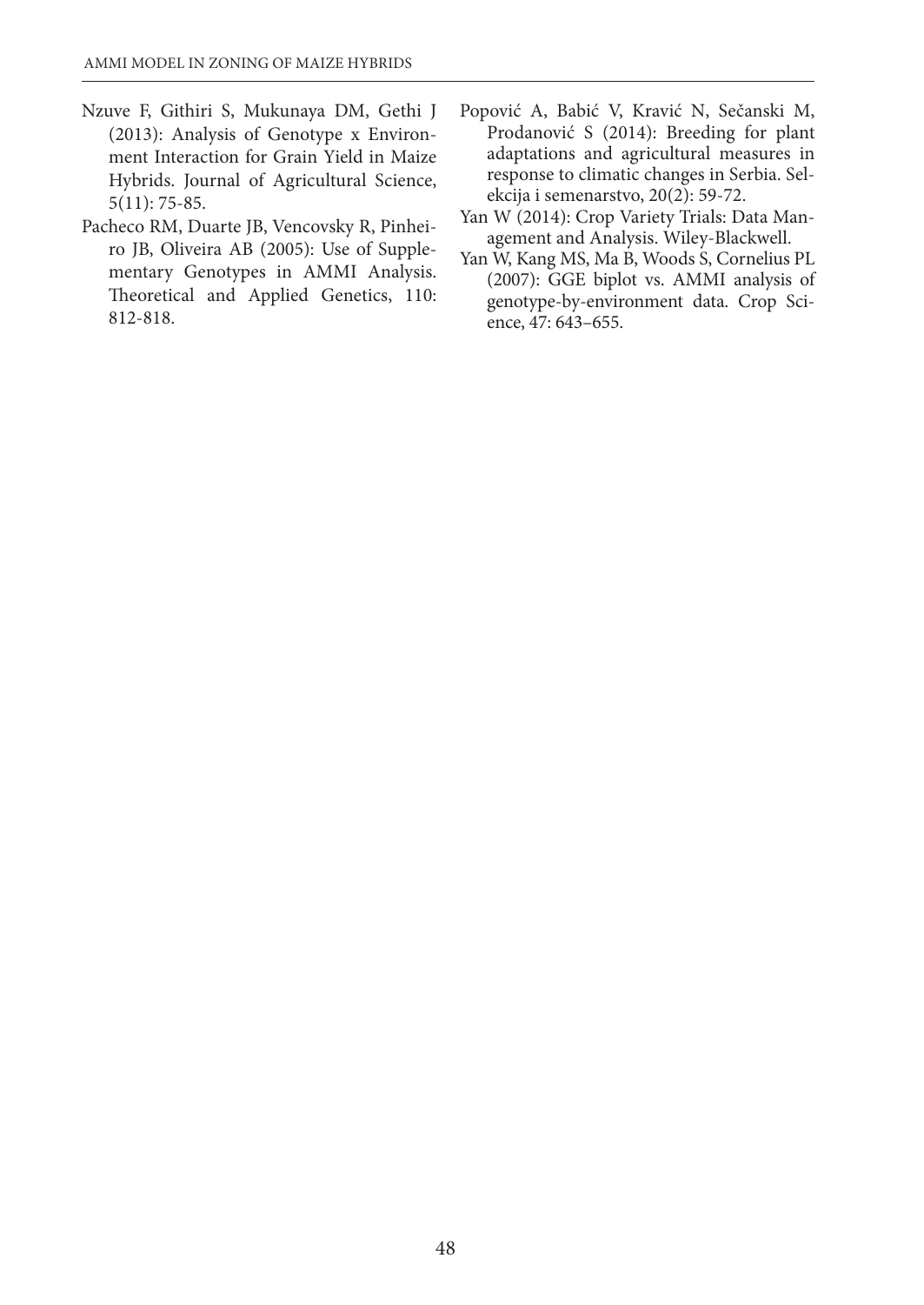Nzuve F, Githiri S, Mukunaya DM, Gethi J (2013): Analysis of Genotype x Environment Interaction for Grain Yield in Maize Hybrids. Journal of Agricultural Science, 5(11): 75-85.

Pacheco RM, Duarte JB, Vencovsky R, Pinheiro JB, Oliveira AB (2005): Use of Supplementary Genotypes in AMMI Analysis. Theoretical and Applied Genetics, 110: 812-818.

Popović A, Babić V, Kravić N, Sečanski M, Prodanović S (2014): Breeding for plant adaptations and agricultural measures in response to climatic changes in Serbia. Selekcija i semenarstvo, 20(2): 59-72.

Yan W (2014): Crop Variety Trials: Data Management and Analysis. Wiley-Blackwell.

Yan W, Kang MS, Ma B, Woods S, Cornelius PL (2007): GGE biplot vs. AMMI analysis of genotype-by-environment data. Crop Science, 47: 643–655.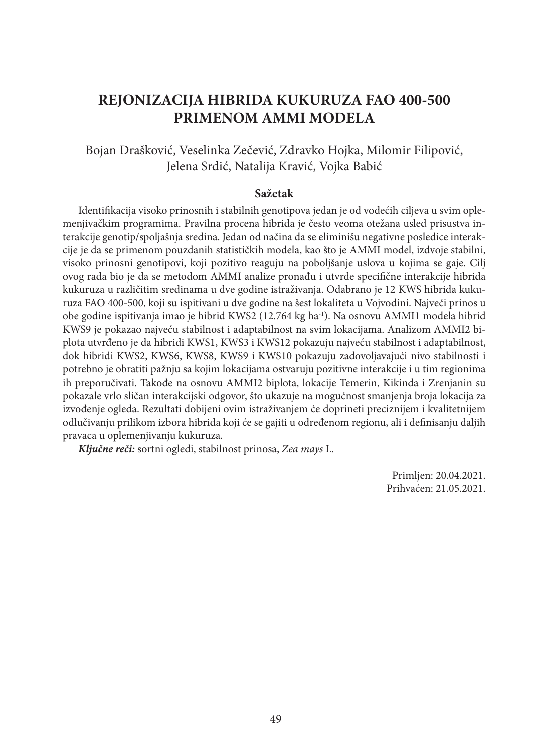# REJONIZACIJA HIBRIDA KUKURUZA FAO 400-500 PRIMENOM AMMI MODELA

Bojan Drašković, Veselinka Zečević, Zdravko Hojka, Milomir Filipović, Jelena Srdić, Natalija Kravić, Vojka Babić

## Sažetak

Identifikacija visoko prinosnih i stabilnih genotipova jedan je od vodećih ciljeva u svim oplemenjivačkim programima. Pravilna procena hibrida je često veoma otežana usled prisustva interakcije genotip/spoljašnja sredina. Jedan od načina da se eliminišu negativne posledice interakcije je da se primenom pouzdanih statističkih modela, kao što je AMMI model, izdvoje stabilni, visoko prinosni genotipovi, koji pozitivo reaguju na poboljšanje uslova u kojima se gaje. Cilj ovog rada bio je da se metodom AMMI analize pronađu i utvrde specifične interakcije hibrida kukuruza u različitim sredinama u dve godine istraživanja. Odabrano je 12 KWS hibrida kukuruza FAO 400-500, koji su ispitivani u dve godine na šest lokaliteta u Vojvodini. Najveći prinos u obe godine ispitivanja imao je hibrid KWS2 (12.764 kg ha$^{-1}$). Na osnovu AMMI1 modela hibrid KWS9 je pokazao najveću stabilnost i adaptabilnost na svim lokacijama. Analizom AMMI2 biplota utvrđeno je da hibridi KWS1, KWS3 i KWS12 pokazuju najveću stabilnost i adaptabilnost, dok hibridi KWS2, KWS6, KWS8, KWS9 i KWS10 pokazuju zadovoljavajući nivo stabilnosti i potrebno je obratiti pažnju sa kojim lokacijama ostvaruju pozitivne interakcije i u tim regionima ih preporučivati. Takođe na osnovu AMMI2 biplota, lokacije Temerin, Kikinda i Zrenjanin su pokazale vrlo sličan interakcijski odgovor, što ukazuje na mogućnost smanjenja broja lokacija za izvođenje ogleda. Rezultati dobijeni ovim istraživanjem će doprineti preciznijem i kvalitetnijem odlučivanju prilikom izbora hibrida koji će se gajiti u određenom regionu, ali i definisanju daljih pravaca u oplemenjivanju kukuruza.

***Ključne reči:*** sortni ogledi, stabilnost prinosa, *Zea mays* L.

Primljen: 20.04.2021.
Prihvaćen: 21.05.2021.